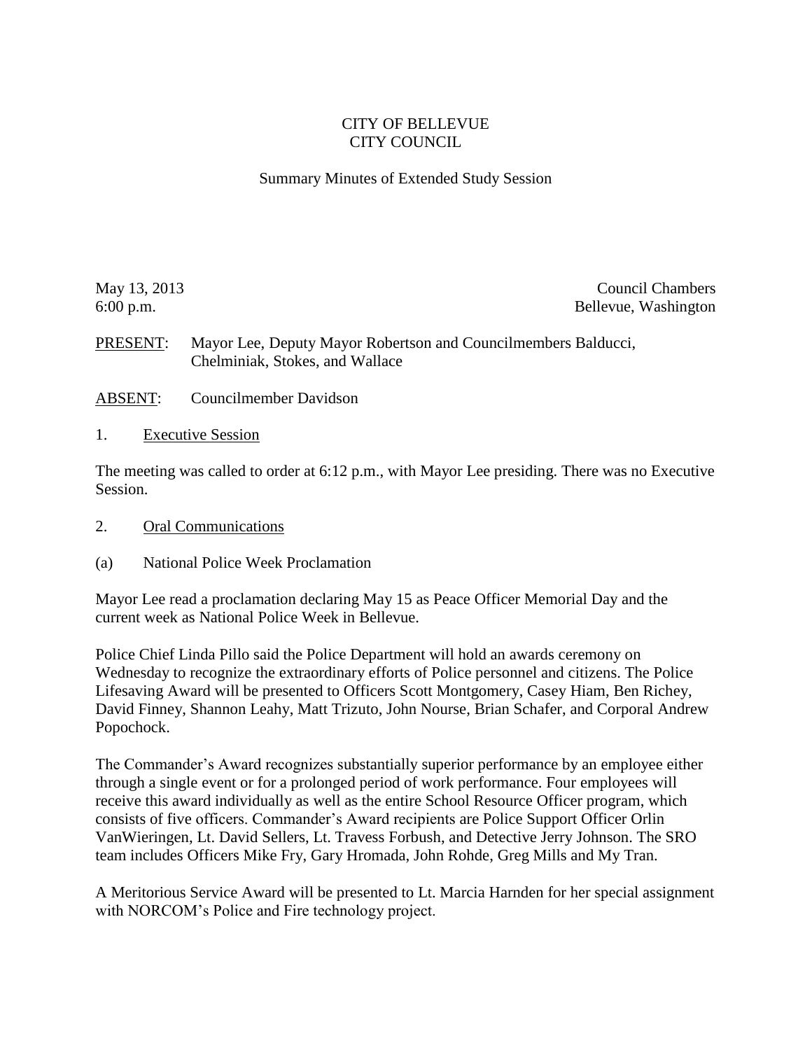# CITY OF BELLEVUE
# CITY COUNCIL

## Summary Minutes of Extended Study Session

May 13, 2013
6:00 p.m.

Council Chambers
Bellevue, Washington

PRESENT: Mayor Lee, Deputy Mayor Robertson and Councilmembers Balducci, Chelminiak, Stokes, and Wallace

ABSENT: Councilmember Davidson

1. Executive Session

The meeting was called to order at 6:12 p.m., with Mayor Lee presiding. There was no Executive Session.

2. Oral Communications

(a) National Police Week Proclamation

Mayor Lee read a proclamation declaring May 15 as Peace Officer Memorial Day and the current week as National Police Week in Bellevue.

Police Chief Linda Pillo said the Police Department will hold an awards ceremony on Wednesday to recognize the extraordinary efforts of Police personnel and citizens. The Police Lifesaving Award will be presented to Officers Scott Montgomery, Casey Hiam, Ben Richey, David Finney, Shannon Leahy, Matt Trizuto, John Nourse, Brian Schafer, and Corporal Andrew Popochock.

The Commander's Award recognizes substantially superior performance by an employee either through a single event or for a prolonged period of work performance. Four employees will receive this award individually as well as the entire School Resource Officer program, which consists of five officers. Commander's Award recipients are Police Support Officer Orlin VanWieringen, Lt. David Sellers, Lt. Travess Forbush, and Detective Jerry Johnson. The SRO team includes Officers Mike Fry, Gary Hromada, John Rohde, Greg Mills and My Tran.

A Meritorious Service Award will be presented to Lt. Marcia Harnden for her special assignment with NORCOM's Police and Fire technology project.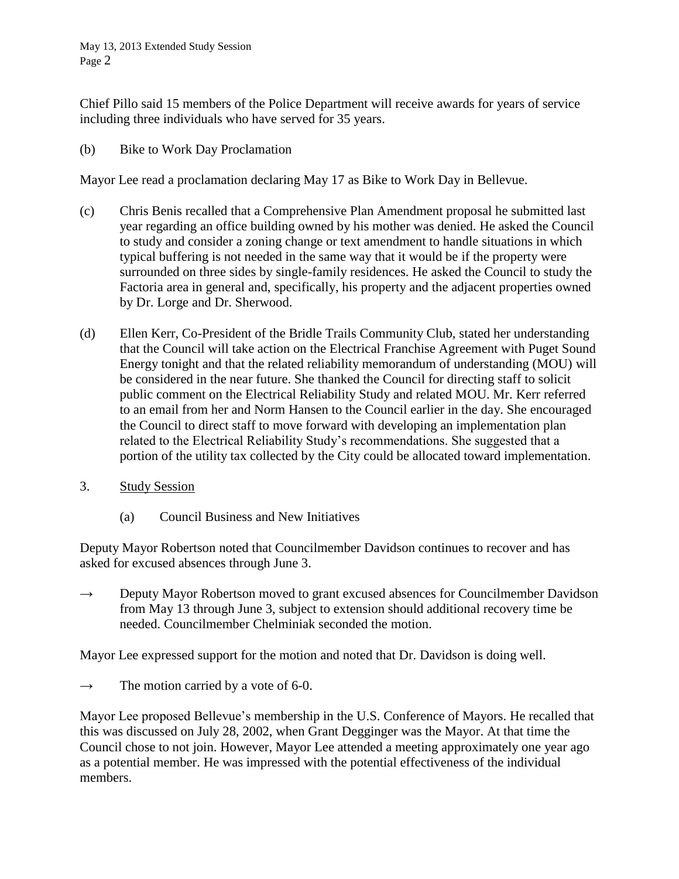Chief Pillo said 15 members of the Police Department will receive awards for years of service including three individuals who have served for 35 years.

(b) Bike to Work Day Proclamation

Mayor Lee read a proclamation declaring May 17 as Bike to Work Day in Bellevue.

(c) Chris Benis recalled that a Comprehensive Plan Amendment proposal he submitted last year regarding an office building owned by his mother was denied. He asked the Council to study and consider a zoning change or text amendment to handle situations in which typical buffering is not needed in the same way that it would be if the property were surrounded on three sides by single-family residences. He asked the Council to study the Factoria area in general and, specifically, his property and the adjacent properties owned by Dr. Lorge and Dr. Sherwood.

(d) Ellen Kerr, Co-President of the Bridle Trails Community Club, stated her understanding that the Council will take action on the Electrical Franchise Agreement with Puget Sound Energy tonight and that the related reliability memorandum of understanding (MOU) will be considered in the near future. She thanked the Council for directing staff to solicit public comment on the Electrical Reliability Study and related MOU. Mr. Kerr referred to an email from her and Norm Hansen to the Council earlier in the day. She encouraged the Council to direct staff to move forward with developing an implementation plan related to the Electrical Reliability Study's recommendations. She suggested that a portion of the utility tax collected by the City could be allocated toward implementation.

3. <u>Study Session</u>

(a) Council Business and New Initiatives

Deputy Mayor Robertson noted that Councilmember Davidson continues to recover and has asked for excused absences through June 3.

→ Deputy Mayor Robertson moved to grant excused absences for Councilmember Davidson from May 13 through June 3, subject to extension should additional recovery time be needed. Councilmember Chelminiak seconded the motion.

Mayor Lee expressed support for the motion and noted that Dr. Davidson is doing well.

→ The motion carried by a vote of 6-0.

Mayor Lee proposed Bellevue's membership in the U.S. Conference of Mayors. He recalled that this was discussed on July 28, 2002, when Grant Degginger was the Mayor. At that time the Council chose to not join. However, Mayor Lee attended a meeting approximately one year ago as a potential member. He was impressed with the potential effectiveness of the individual members.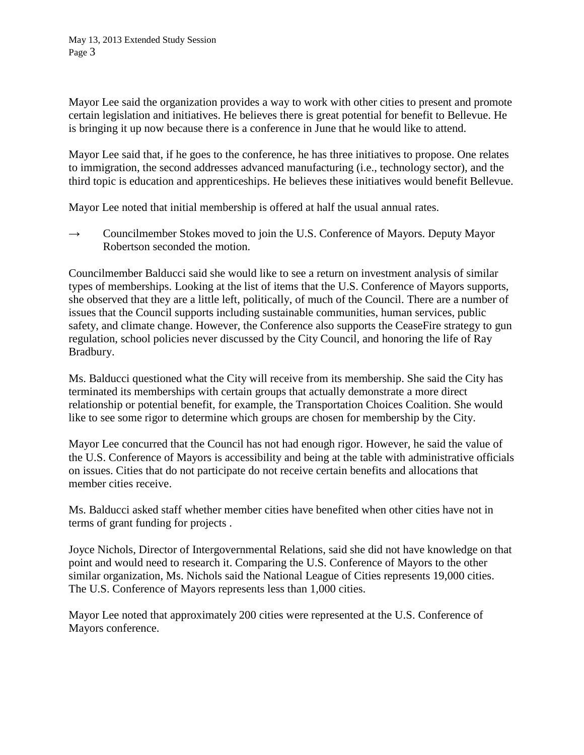Mayor Lee said the organization provides a way to work with other cities to present and promote certain legislation and initiatives. He believes there is great potential for benefit to Bellevue. He is bringing it up now because there is a conference in June that he would like to attend.

Mayor Lee said that, if he goes to the conference, he has three initiatives to propose. One relates to immigration, the second addresses advanced manufacturing (i.e., technology sector), and the third topic is education and apprenticeships. He believes these initiatives would benefit Bellevue.

Mayor Lee noted that initial membership is offered at half the usual annual rates.

→ Councilmember Stokes moved to join the U.S. Conference of Mayors. Deputy Mayor Robertson seconded the motion.

Councilmember Balducci said she would like to see a return on investment analysis of similar types of memberships. Looking at the list of items that the U.S. Conference of Mayors supports, she observed that they are a little left, politically, of much of the Council. There are a number of issues that the Council supports including sustainable communities, human services, public safety, and climate change. However, the Conference also supports the CeaseFire strategy to gun regulation, school policies never discussed by the City Council, and honoring the life of Ray Bradbury.

Ms. Balducci questioned what the City will receive from its membership. She said the City has terminated its memberships with certain groups that actually demonstrate a more direct relationship or potential benefit, for example, the Transportation Choices Coalition. She would like to see some rigor to determine which groups are chosen for membership by the City.

Mayor Lee concurred that the Council has not had enough rigor. However, he said the value of the U.S. Conference of Mayors is accessibility and being at the table with administrative officials on issues. Cities that do not participate do not receive certain benefits and allocations that member cities receive.

Ms. Balducci asked staff whether member cities have benefited when other cities have not in terms of grant funding for projects .

Joyce Nichols, Director of Intergovernmental Relations, said she did not have knowledge on that point and would need to research it. Comparing the U.S. Conference of Mayors to the other similar organization, Ms. Nichols said the National League of Cities represents 19,000 cities. The U.S. Conference of Mayors represents less than 1,000 cities.

Mayor Lee noted that approximately 200 cities were represented at the U.S. Conference of Mayors conference.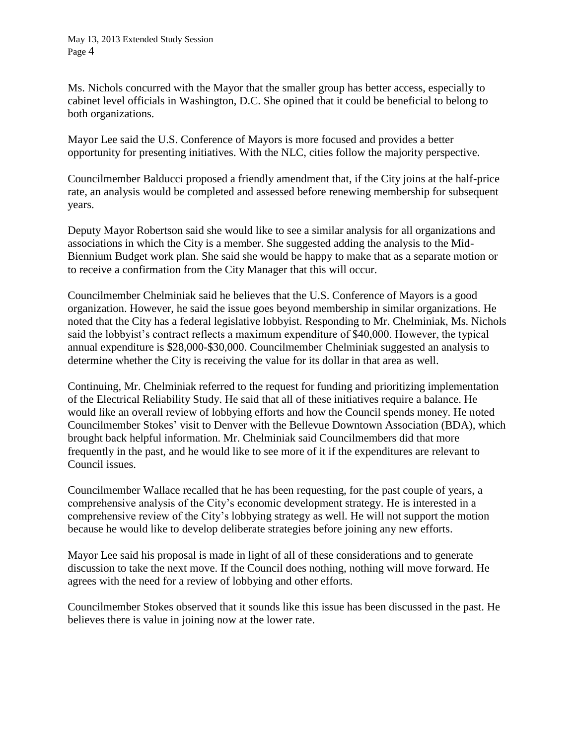Ms. Nichols concurred with the Mayor that the smaller group has better access, especially to cabinet level officials in Washington, D.C. She opined that it could be beneficial to belong to both organizations.

Mayor Lee said the U.S. Conference of Mayors is more focused and provides a better opportunity for presenting initiatives. With the NLC, cities follow the majority perspective.

Councilmember Balducci proposed a friendly amendment that, if the City joins at the half-price rate, an analysis would be completed and assessed before renewing membership for subsequent years.

Deputy Mayor Robertson said she would like to see a similar analysis for all organizations and associations in which the City is a member. She suggested adding the analysis to the Mid-Biennium Budget work plan. She said she would be happy to make that as a separate motion or to receive a confirmation from the City Manager that this will occur.

Councilmember Chelminiak said he believes that the U.S. Conference of Mayors is a good organization. However, he said the issue goes beyond membership in similar organizations. He noted that the City has a federal legislative lobbyist. Responding to Mr. Chelminiak, Ms. Nichols said the lobbyist's contract reflects a maximum expenditure of $40,000. However, the typical annual expenditure is $28,000-$30,000. Councilmember Chelminiak suggested an analysis to determine whether the City is receiving the value for its dollar in that area as well.

Continuing, Mr. Chelminiak referred to the request for funding and prioritizing implementation of the Electrical Reliability Study. He said that all of these initiatives require a balance. He would like an overall review of lobbying efforts and how the Council spends money. He noted Councilmember Stokes' visit to Denver with the Bellevue Downtown Association (BDA), which brought back helpful information. Mr. Chelminiak said Councilmembers did that more frequently in the past, and he would like to see more of it if the expenditures are relevant to Council issues.

Councilmember Wallace recalled that he has been requesting, for the past couple of years, a comprehensive analysis of the City's economic development strategy. He is interested in a comprehensive review of the City's lobbying strategy as well. He will not support the motion because he would like to develop deliberate strategies before joining any new efforts.

Mayor Lee said his proposal is made in light of all of these considerations and to generate discussion to take the next move. If the Council does nothing, nothing will move forward. He agrees with the need for a review of lobbying and other efforts.

Councilmember Stokes observed that it sounds like this issue has been discussed in the past. He believes there is value in joining now at the lower rate.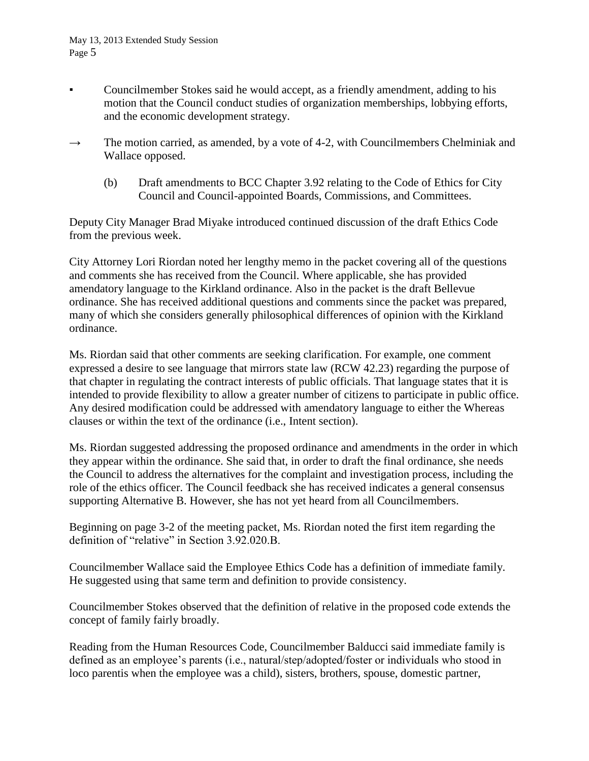- Councilmember Stokes said he would accept, as a friendly amendment, adding to his motion that the Council conduct studies of organization memberships, lobbying efforts, and the economic development strategy.

→ The motion carried, as amended, by a vote of 4-2, with Councilmembers Chelminiak and Wallace opposed.

(b) Draft amendments to BCC Chapter 3.92 relating to the Code of Ethics for City Council and Council-appointed Boards, Commissions, and Committees.

Deputy City Manager Brad Miyake introduced continued discussion of the draft Ethics Code from the previous week.

City Attorney Lori Riordan noted her lengthy memo in the packet covering all of the questions and comments she has received from the Council. Where applicable, she has provided amendatory language to the Kirkland ordinance. Also in the packet is the draft Bellevue ordinance. She has received additional questions and comments since the packet was prepared, many of which she considers generally philosophical differences of opinion with the Kirkland ordinance.

Ms. Riordan said that other comments are seeking clarification. For example, one comment expressed a desire to see language that mirrors state law (RCW 42.23) regarding the purpose of that chapter in regulating the contract interests of public officials. That language states that it is intended to provide flexibility to allow a greater number of citizens to participate in public office. Any desired modification could be addressed with amendatory language to either the Whereas clauses or within the text of the ordinance (i.e., Intent section).

Ms. Riordan suggested addressing the proposed ordinance and amendments in the order in which they appear within the ordinance. She said that, in order to draft the final ordinance, she needs the Council to address the alternatives for the complaint and investigation process, including the role of the ethics officer. The Council feedback she has received indicates a general consensus supporting Alternative B. However, she has not yet heard from all Councilmembers.

Beginning on page 3-2 of the meeting packet, Ms. Riordan noted the first item regarding the definition of "relative" in Section 3.92.020.B.

Councilmember Wallace said the Employee Ethics Code has a definition of immediate family. He suggested using that same term and definition to provide consistency.

Councilmember Stokes observed that the definition of relative in the proposed code extends the concept of family fairly broadly.

Reading from the Human Resources Code, Councilmember Balducci said immediate family is defined as an employee's parents (i.e., natural/step/adopted/foster or individuals who stood in loco parentis when the employee was a child), sisters, brothers, spouse, domestic partner,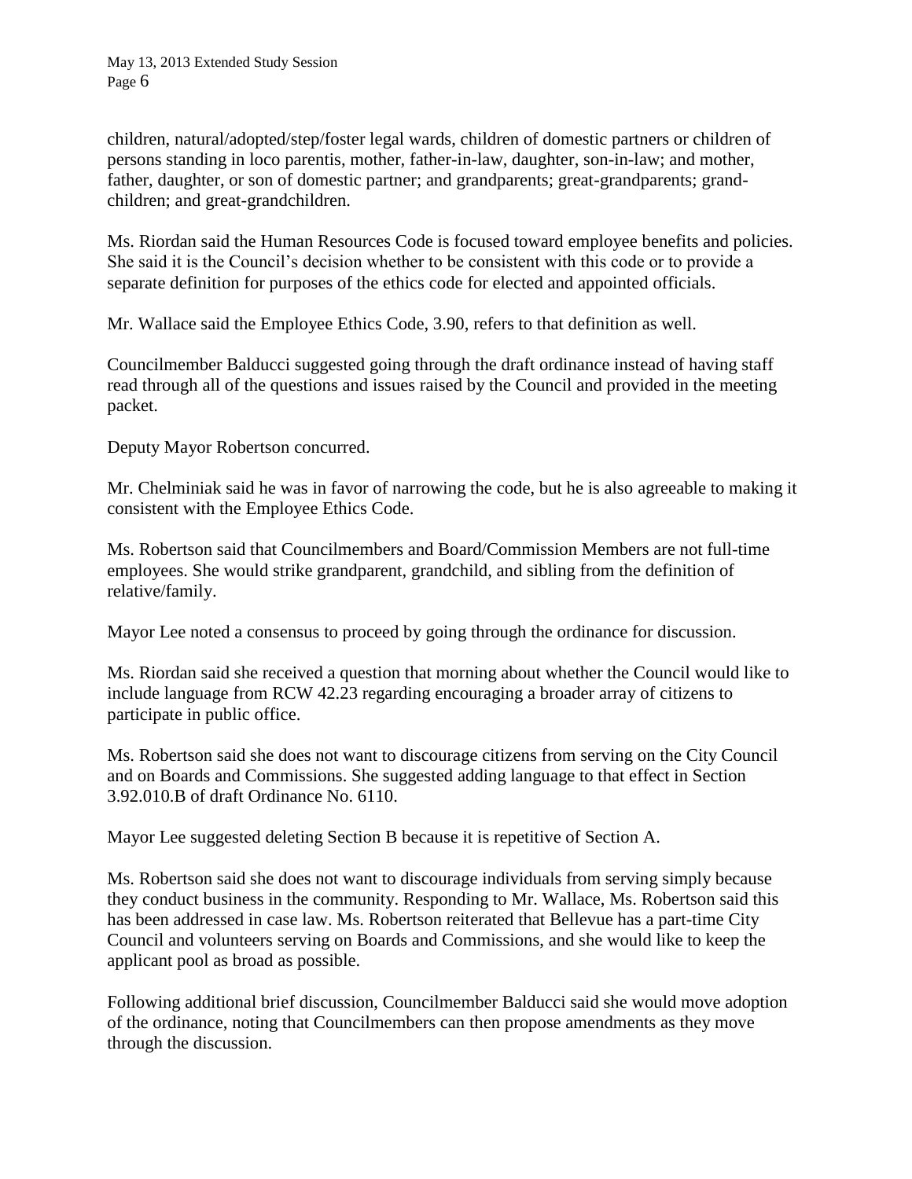children, natural/adopted/step/foster legal wards, children of domestic partners or children of persons standing in loco parentis, mother, father-in-law, daughter, son-in-law; and mother, father, daughter, or son of domestic partner; and grandparents; great-grandparents; grand-children; and great-grandchildren.

Ms. Riordan said the Human Resources Code is focused toward employee benefits and policies. She said it is the Council's decision whether to be consistent with this code or to provide a separate definition for purposes of the ethics code for elected and appointed officials.

Mr. Wallace said the Employee Ethics Code, 3.90, refers to that definition as well.

Councilmember Balducci suggested going through the draft ordinance instead of having staff read through all of the questions and issues raised by the Council and provided in the meeting packet.

Deputy Mayor Robertson concurred.

Mr. Chelminiak said he was in favor of narrowing the code, but he is also agreeable to making it consistent with the Employee Ethics Code.

Ms. Robertson said that Councilmembers and Board/Commission Members are not full-time employees. She would strike grandparent, grandchild, and sibling from the definition of relative/family.

Mayor Lee noted a consensus to proceed by going through the ordinance for discussion.

Ms. Riordan said she received a question that morning about whether the Council would like to include language from RCW 42.23 regarding encouraging a broader array of citizens to participate in public office.

Ms. Robertson said she does not want to discourage citizens from serving on the City Council and on Boards and Commissions. She suggested adding language to that effect in Section 3.92.010.B of draft Ordinance No. 6110.

Mayor Lee suggested deleting Section B because it is repetitive of Section A.

Ms. Robertson said she does not want to discourage individuals from serving simply because they conduct business in the community. Responding to Mr. Wallace, Ms. Robertson said this has been addressed in case law. Ms. Robertson reiterated that Bellevue has a part-time City Council and volunteers serving on Boards and Commissions, and she would like to keep the applicant pool as broad as possible.

Following additional brief discussion, Councilmember Balducci said she would move adoption of the ordinance, noting that Councilmembers can then propose amendments as they move through the discussion.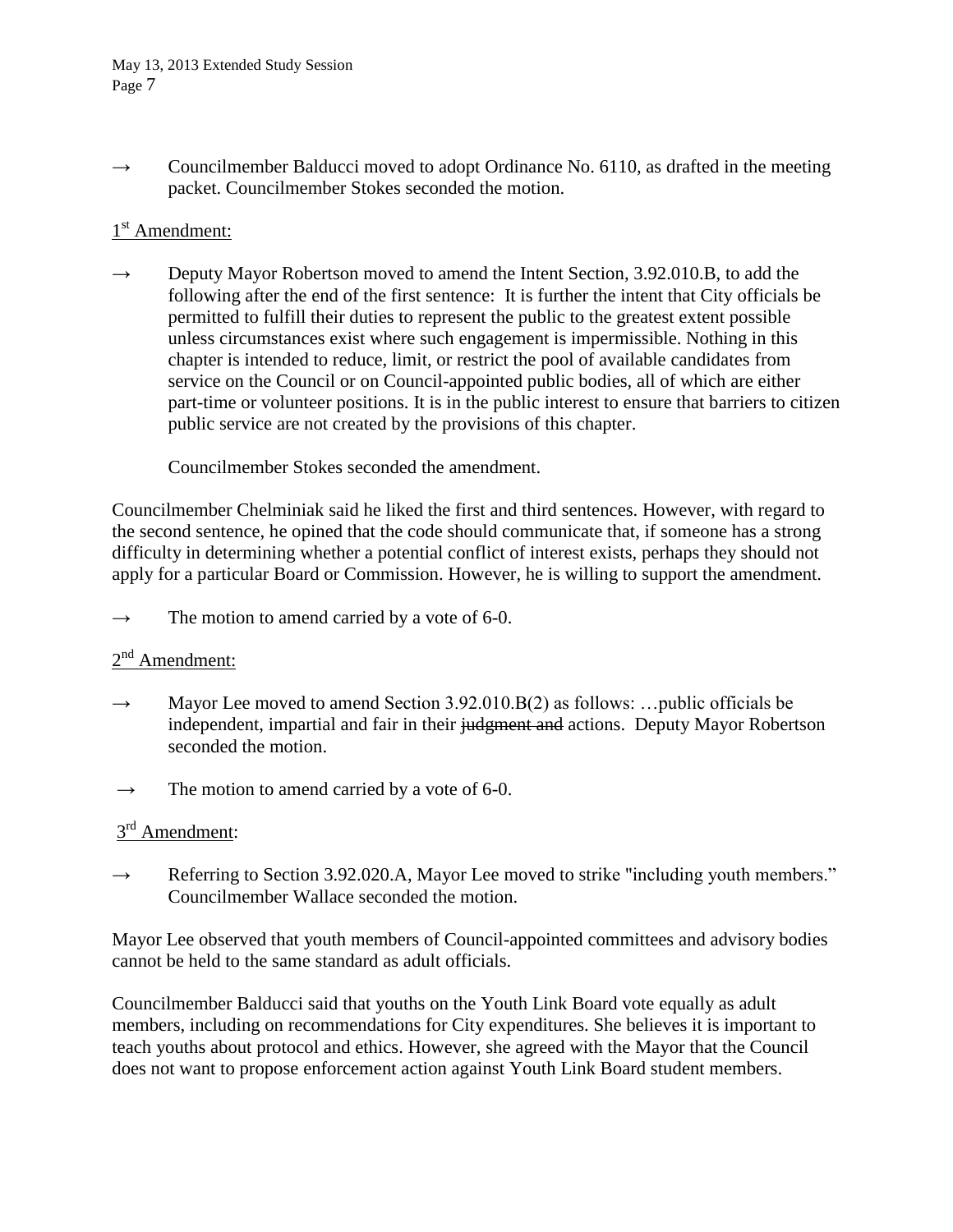→ Councilmember Balducci moved to adopt Ordinance No. 6110, as drafted in the meeting packet. Councilmember Stokes seconded the motion.

1st Amendment:

→ Deputy Mayor Robertson moved to amend the Intent Section, 3.92.010.B, to add the following after the end of the first sentence: It is further the intent that City officials be permitted to fulfill their duties to represent the public to the greatest extent possible unless circumstances exist where such engagement is impermissible. Nothing in this chapter is intended to reduce, limit, or restrict the pool of available candidates from service on the Council or on Council-appointed public bodies, all of which are either part-time or volunteer positions. It is in the public interest to ensure that barriers to citizen public service are not created by the provisions of this chapter.

Councilmember Stokes seconded the amendment.

Councilmember Chelminiak said he liked the first and third sentences. However, with regard to the second sentence, he opined that the code should communicate that, if someone has a strong difficulty in determining whether a potential conflict of interest exists, perhaps they should not apply for a particular Board or Commission. However, he is willing to support the amendment.

→ The motion to amend carried by a vote of 6-0.

2nd Amendment:

→ Mayor Lee moved to amend Section 3.92.010.B(2) as follows: …public officials be independent, impartial and fair in their ~~judgment and~~ actions. Deputy Mayor Robertson seconded the motion.

→ The motion to amend carried by a vote of 6-0.

3rd Amendment:

→ Referring to Section 3.92.020.A, Mayor Lee moved to strike "including youth members." Councilmember Wallace seconded the motion.

Mayor Lee observed that youth members of Council-appointed committees and advisory bodies cannot be held to the same standard as adult officials.

Councilmember Balducci said that youths on the Youth Link Board vote equally as adult members, including on recommendations for City expenditures. She believes it is important to teach youths about protocol and ethics. However, she agreed with the Mayor that the Council does not want to propose enforcement action against Youth Link Board student members.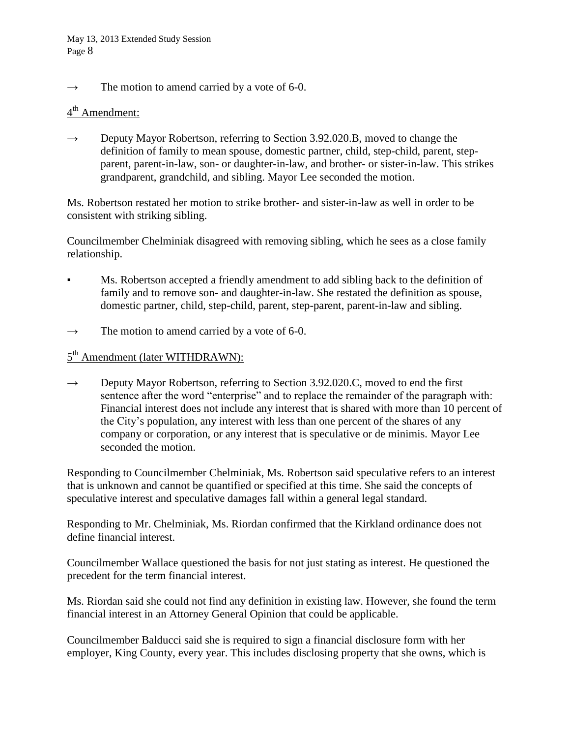→ The motion to amend carried by a vote of 6-0.

4th Amendment:

→ Deputy Mayor Robertson, referring to Section 3.92.020.B, moved to change the definition of family to mean spouse, domestic partner, child, step-child, parent, step-parent, parent-in-law, son- or daughter-in-law, and brother- or sister-in-law. This strikes grandparent, grandchild, and sibling. Mayor Lee seconded the motion.

Ms. Robertson restated her motion to strike brother- and sister-in-law as well in order to be consistent with striking sibling.

Councilmember Chelminiak disagreed with removing sibling, which he sees as a close family relationship.

▪ Ms. Robertson accepted a friendly amendment to add sibling back to the definition of family and to remove son- and daughter-in-law. She restated the definition as spouse, domestic partner, child, step-child, parent, step-parent, parent-in-law and sibling.

→ The motion to amend carried by a vote of 6-0.

5th Amendment (later WITHDRAWN):

→ Deputy Mayor Robertson, referring to Section 3.92.020.C, moved to end the first sentence after the word "enterprise" and to replace the remainder of the paragraph with: Financial interest does not include any interest that is shared with more than 10 percent of the City's population, any interest with less than one percent of the shares of any company or corporation, or any interest that is speculative or de minimis. Mayor Lee seconded the motion.

Responding to Councilmember Chelminiak, Ms. Robertson said speculative refers to an interest that is unknown and cannot be quantified or specified at this time. She said the concepts of speculative interest and speculative damages fall within a general legal standard.

Responding to Mr. Chelminiak, Ms. Riordan confirmed that the Kirkland ordinance does not define financial interest.

Councilmember Wallace questioned the basis for not just stating as interest. He questioned the precedent for the term financial interest.

Ms. Riordan said she could not find any definition in existing law. However, she found the term financial interest in an Attorney General Opinion that could be applicable.

Councilmember Balducci said she is required to sign a financial disclosure form with her employer, King County, every year. This includes disclosing property that she owns, which is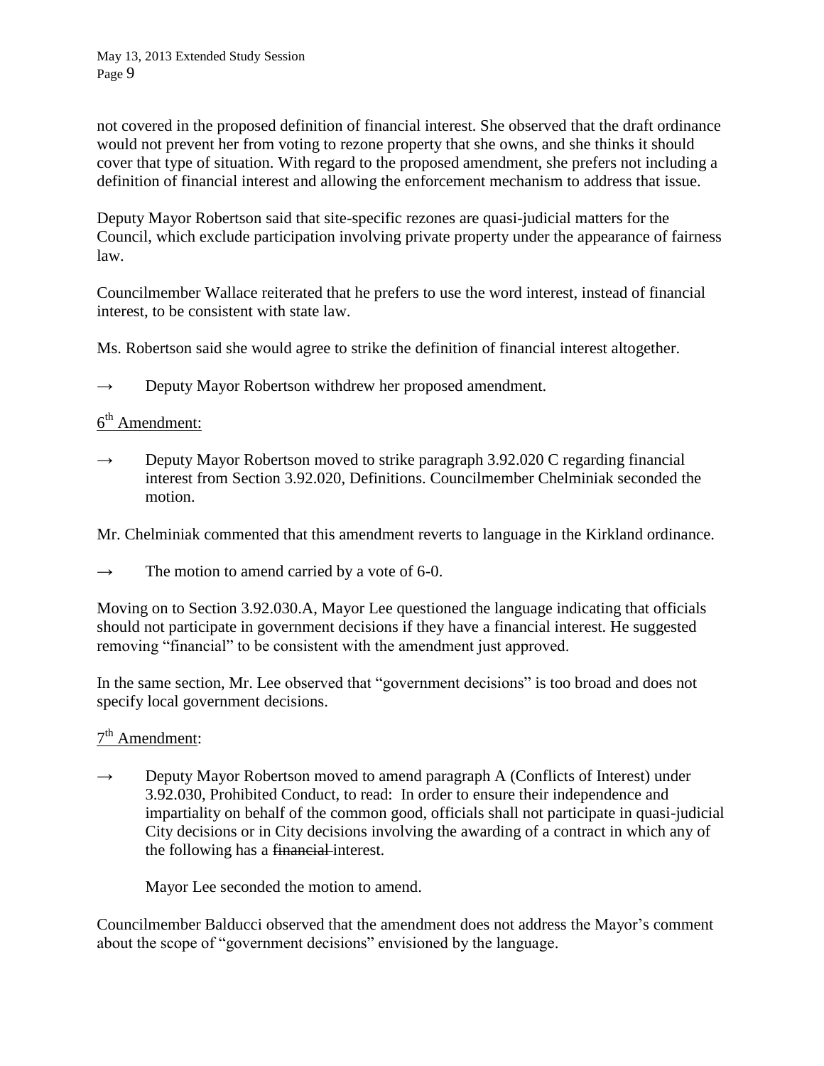not covered in the proposed definition of financial interest. She observed that the draft ordinance would not prevent her from voting to rezone property that she owns, and she thinks it should cover that type of situation. With regard to the proposed amendment, she prefers not including a definition of financial interest and allowing the enforcement mechanism to address that issue.

Deputy Mayor Robertson said that site-specific rezones are quasi-judicial matters for the Council, which exclude participation involving private property under the appearance of fairness law.

Councilmember Wallace reiterated that he prefers to use the word interest, instead of financial interest, to be consistent with state law.

Ms. Robertson said she would agree to strike the definition of financial interest altogether.

→ Deputy Mayor Robertson withdrew her proposed amendment.

6th Amendment:

→ Deputy Mayor Robertson moved to strike paragraph 3.92.020 C regarding financial interest from Section 3.92.020, Definitions. Councilmember Chelminiak seconded the motion.

Mr. Chelminiak commented that this amendment reverts to language in the Kirkland ordinance.

→ The motion to amend carried by a vote of 6-0.

Moving on to Section 3.92.030.A, Mayor Lee questioned the language indicating that officials should not participate in government decisions if they have a financial interest. He suggested removing "financial" to be consistent with the amendment just approved.

In the same section, Mr. Lee observed that "government decisions" is too broad and does not specify local government decisions.

7th Amendment:

→ Deputy Mayor Robertson moved to amend paragraph A (Conflicts of Interest) under 3.92.030, Prohibited Conduct, to read: In order to ensure their independence and impartiality on behalf of the common good, officials shall not participate in quasi-judicial City decisions or in City decisions involving the awarding of a contract in which any of the following has a ~~financial~~ interest.

Mayor Lee seconded the motion to amend.

Councilmember Balducci observed that the amendment does not address the Mayor's comment about the scope of "government decisions" envisioned by the language.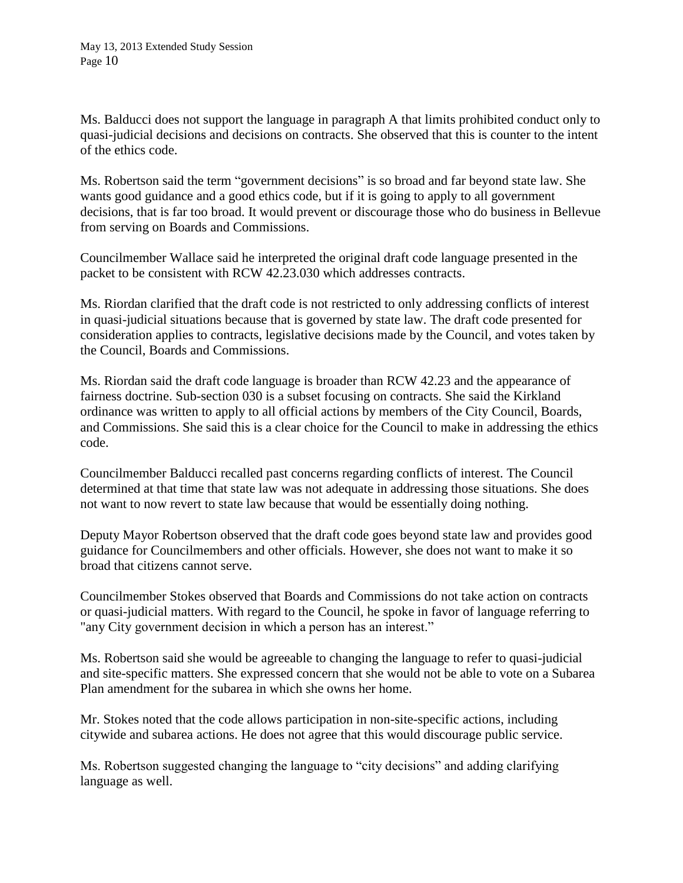Ms. Balducci does not support the language in paragraph A that limits prohibited conduct only to quasi-judicial decisions and decisions on contracts. She observed that this is counter to the intent of the ethics code.

Ms. Robertson said the term "government decisions" is so broad and far beyond state law. She wants good guidance and a good ethics code, but if it is going to apply to all government decisions, that is far too broad. It would prevent or discourage those who do business in Bellevue from serving on Boards and Commissions.

Councilmember Wallace said he interpreted the original draft code language presented in the packet to be consistent with RCW 42.23.030 which addresses contracts.

Ms. Riordan clarified that the draft code is not restricted to only addressing conflicts of interest in quasi-judicial situations because that is governed by state law. The draft code presented for consideration applies to contracts, legislative decisions made by the Council, and votes taken by the Council, Boards and Commissions.

Ms. Riordan said the draft code language is broader than RCW 42.23 and the appearance of fairness doctrine. Sub-section 030 is a subset focusing on contracts. She said the Kirkland ordinance was written to apply to all official actions by members of the City Council, Boards, and Commissions. She said this is a clear choice for the Council to make in addressing the ethics code.

Councilmember Balducci recalled past concerns regarding conflicts of interest. The Council determined at that time that state law was not adequate in addressing those situations. She does not want to now revert to state law because that would be essentially doing nothing.

Deputy Mayor Robertson observed that the draft code goes beyond state law and provides good guidance for Councilmembers and other officials. However, she does not want to make it so broad that citizens cannot serve.

Councilmember Stokes observed that Boards and Commissions do not take action on contracts or quasi-judicial matters. With regard to the Council, he spoke in favor of language referring to "any City government decision in which a person has an interest."

Ms. Robertson said she would be agreeable to changing the language to refer to quasi-judicial and site-specific matters. She expressed concern that she would not be able to vote on a Subarea Plan amendment for the subarea in which she owns her home.

Mr. Stokes noted that the code allows participation in non-site-specific actions, including citywide and subarea actions. He does not agree that this would discourage public service.

Ms. Robertson suggested changing the language to "city decisions" and adding clarifying language as well.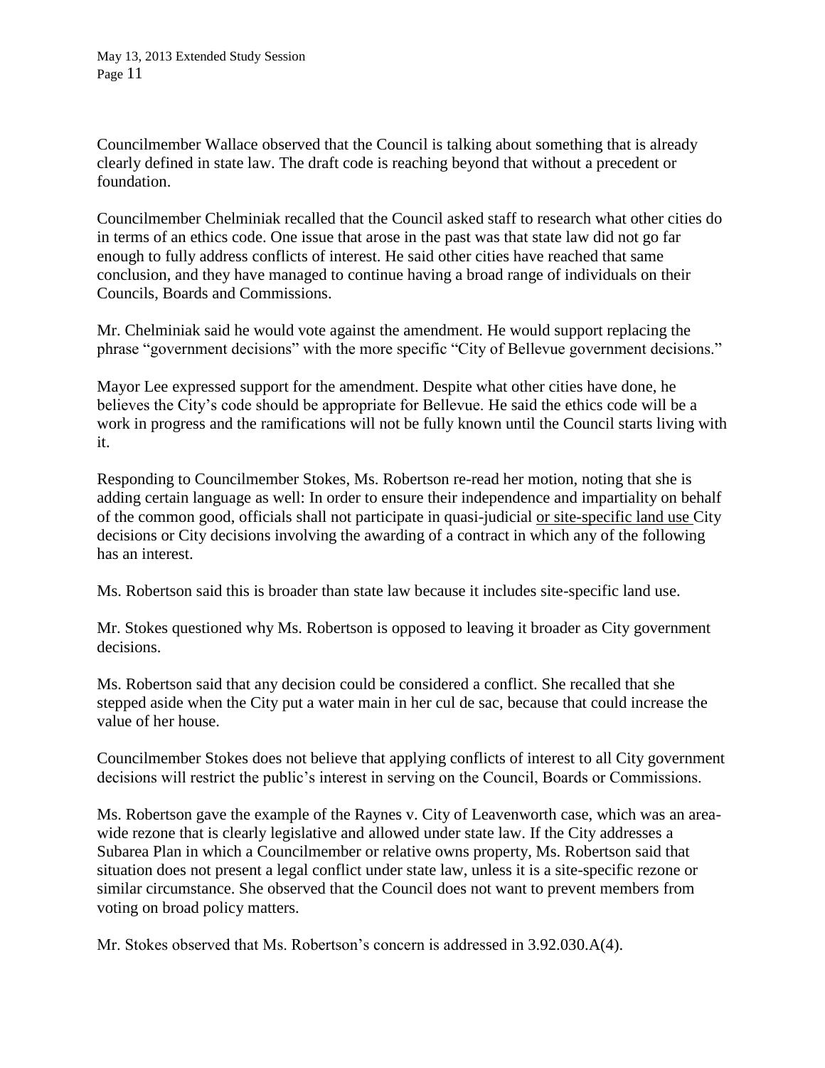Councilmember Wallace observed that the Council is talking about something that is already clearly defined in state law. The draft code is reaching beyond that without a precedent or foundation.

Councilmember Chelminiak recalled that the Council asked staff to research what other cities do in terms of an ethics code. One issue that arose in the past was that state law did not go far enough to fully address conflicts of interest. He said other cities have reached that same conclusion, and they have managed to continue having a broad range of individuals on their Councils, Boards and Commissions.

Mr. Chelminiak said he would vote against the amendment. He would support replacing the phrase "government decisions" with the more specific "City of Bellevue government decisions."

Mayor Lee expressed support for the amendment. Despite what other cities have done, he believes the City's code should be appropriate for Bellevue. He said the ethics code will be a work in progress and the ramifications will not be fully known until the Council starts living with it.

Responding to Councilmember Stokes, Ms. Robertson re-read her motion, noting that she is adding certain language as well: In order to ensure their independence and impartiality on behalf of the common good, officials shall not participate in quasi-judicial <u>or site-specific land use</u> City decisions or City decisions involving the awarding of a contract in which any of the following has an interest.

Ms. Robertson said this is broader than state law because it includes site-specific land use.

Mr. Stokes questioned why Ms. Robertson is opposed to leaving it broader as City government decisions.

Ms. Robertson said that any decision could be considered a conflict. She recalled that she stepped aside when the City put a water main in her cul de sac, because that could increase the value of her house.

Councilmember Stokes does not believe that applying conflicts of interest to all City government decisions will restrict the public's interest in serving on the Council, Boards or Commissions.

Ms. Robertson gave the example of the Raynes v. City of Leavenworth case, which was an area-wide rezone that is clearly legislative and allowed under state law. If the City addresses a Subarea Plan in which a Councilmember or relative owns property, Ms. Robertson said that situation does not present a legal conflict under state law, unless it is a site-specific rezone or similar circumstance. She observed that the Council does not want to prevent members from voting on broad policy matters.

Mr. Stokes observed that Ms. Robertson's concern is addressed in 3.92.030.A(4).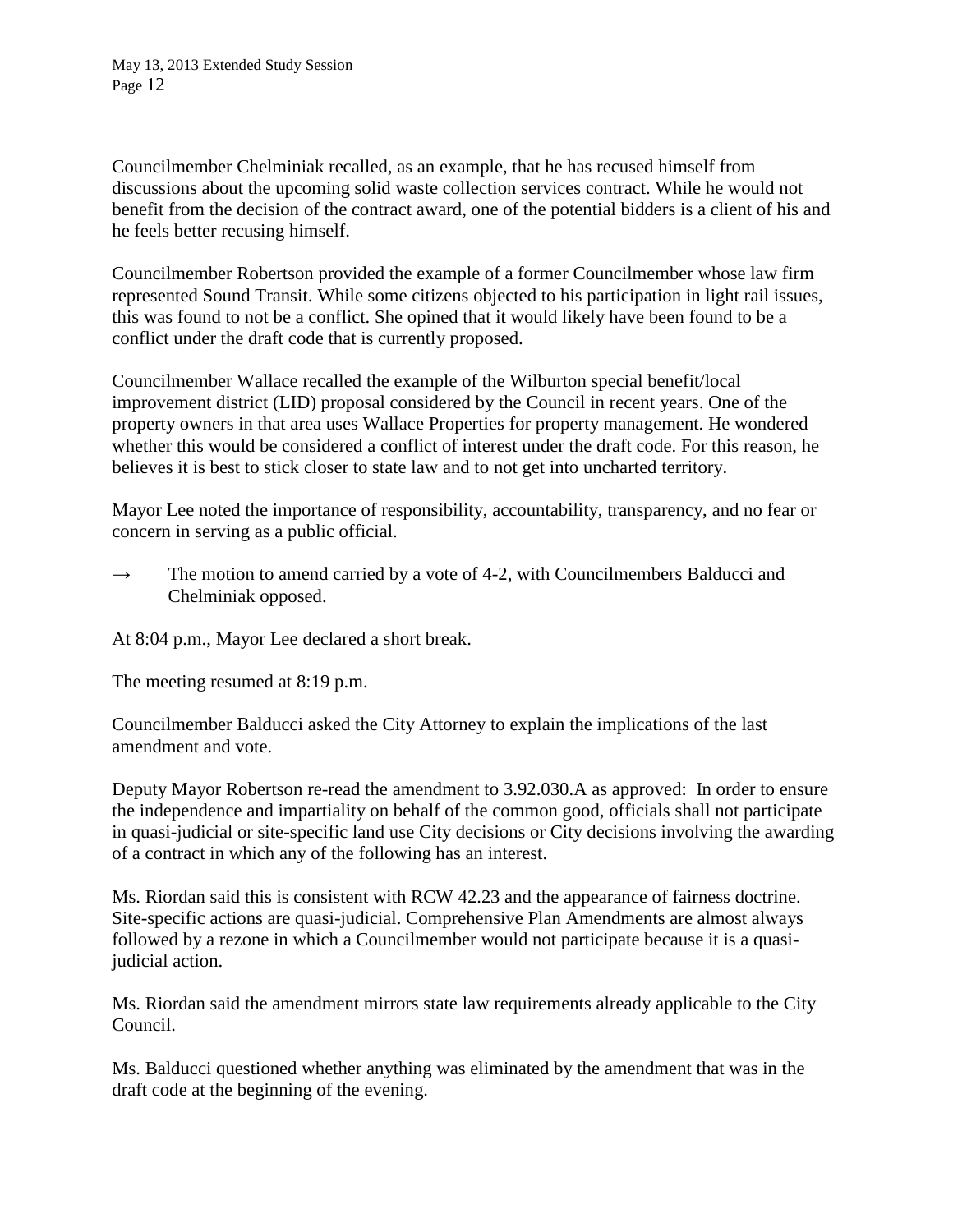Councilmember Chelminiak recalled, as an example, that he has recused himself from discussions about the upcoming solid waste collection services contract. While he would not benefit from the decision of the contract award, one of the potential bidders is a client of his and he feels better recusing himself.

Councilmember Robertson provided the example of a former Councilmember whose law firm represented Sound Transit. While some citizens objected to his participation in light rail issues, this was found to not be a conflict. She opined that it would likely have been found to be a conflict under the draft code that is currently proposed.

Councilmember Wallace recalled the example of the Wilburton special benefit/local improvement district (LID) proposal considered by the Council in recent years. One of the property owners in that area uses Wallace Properties for property management. He wondered whether this would be considered a conflict of interest under the draft code. For this reason, he believes it is best to stick closer to state law and to not get into uncharted territory.

Mayor Lee noted the importance of responsibility, accountability, transparency, and no fear or concern in serving as a public official.

→ The motion to amend carried by a vote of 4-2, with Councilmembers Balducci and Chelminiak opposed.

At 8:04 p.m., Mayor Lee declared a short break.

The meeting resumed at 8:19 p.m.

Councilmember Balducci asked the City Attorney to explain the implications of the last amendment and vote.

Deputy Mayor Robertson re-read the amendment to 3.92.030.A as approved: In order to ensure the independence and impartiality on behalf of the common good, officials shall not participate in quasi-judicial or site-specific land use City decisions or City decisions involving the awarding of a contract in which any of the following has an interest.

Ms. Riordan said this is consistent with RCW 42.23 and the appearance of fairness doctrine. Site-specific actions are quasi-judicial. Comprehensive Plan Amendments are almost always followed by a rezone in which a Councilmember would not participate because it is a quasi-judicial action.

Ms. Riordan said the amendment mirrors state law requirements already applicable to the City Council.

Ms. Balducci questioned whether anything was eliminated by the amendment that was in the draft code at the beginning of the evening.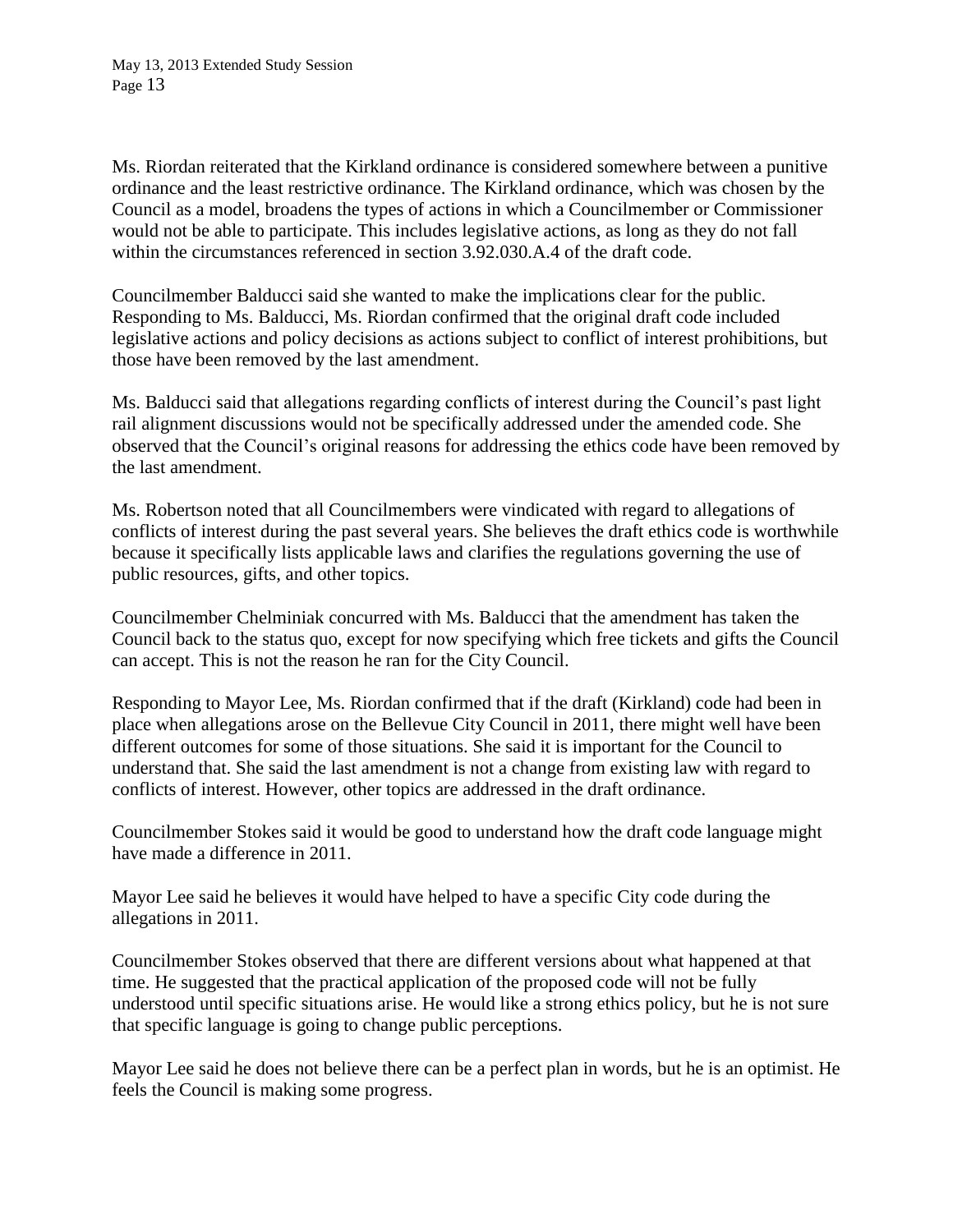Ms. Riordan reiterated that the Kirkland ordinance is considered somewhere between a punitive ordinance and the least restrictive ordinance. The Kirkland ordinance, which was chosen by the Council as a model, broadens the types of actions in which a Councilmember or Commissioner would not be able to participate. This includes legislative actions, as long as they do not fall within the circumstances referenced in section 3.92.030.A.4 of the draft code.

Councilmember Balducci said she wanted to make the implications clear for the public. Responding to Ms. Balducci, Ms. Riordan confirmed that the original draft code included legislative actions and policy decisions as actions subject to conflict of interest prohibitions, but those have been removed by the last amendment.

Ms. Balducci said that allegations regarding conflicts of interest during the Council's past light rail alignment discussions would not be specifically addressed under the amended code. She observed that the Council's original reasons for addressing the ethics code have been removed by the last amendment.

Ms. Robertson noted that all Councilmembers were vindicated with regard to allegations of conflicts of interest during the past several years. She believes the draft ethics code is worthwhile because it specifically lists applicable laws and clarifies the regulations governing the use of public resources, gifts, and other topics.

Councilmember Chelminiak concurred with Ms. Balducci that the amendment has taken the Council back to the status quo, except for now specifying which free tickets and gifts the Council can accept. This is not the reason he ran for the City Council.

Responding to Mayor Lee, Ms. Riordan confirmed that if the draft (Kirkland) code had been in place when allegations arose on the Bellevue City Council in 2011, there might well have been different outcomes for some of those situations. She said it is important for the Council to understand that. She said the last amendment is not a change from existing law with regard to conflicts of interest. However, other topics are addressed in the draft ordinance.

Councilmember Stokes said it would be good to understand how the draft code language might have made a difference in 2011.

Mayor Lee said he believes it would have helped to have a specific City code during the allegations in 2011.

Councilmember Stokes observed that there are different versions about what happened at that time. He suggested that the practical application of the proposed code will not be fully understood until specific situations arise. He would like a strong ethics policy, but he is not sure that specific language is going to change public perceptions.

Mayor Lee said he does not believe there can be a perfect plan in words, but he is an optimist. He feels the Council is making some progress.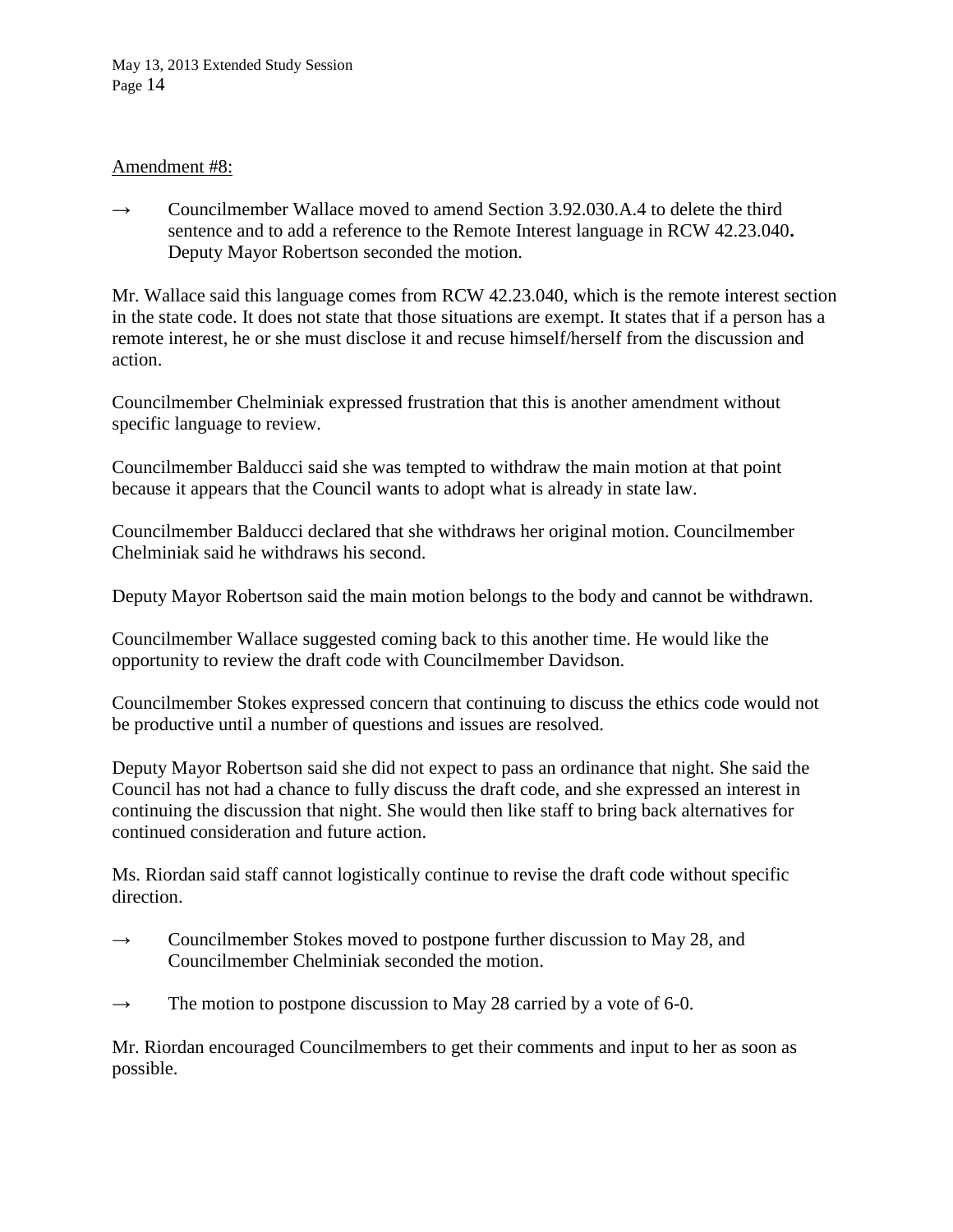Amendment #8:

→ Councilmember Wallace moved to amend Section 3.92.030.A.4 to delete the third sentence and to add a reference to the Remote Interest language in RCW 42.23.040**.** Deputy Mayor Robertson seconded the motion.

Mr. Wallace said this language comes from RCW 42.23.040, which is the remote interest section in the state code. It does not state that those situations are exempt. It states that if a person has a remote interest, he or she must disclose it and recuse himself/herself from the discussion and action.

Councilmember Chelminiak expressed frustration that this is another amendment without specific language to review.

Councilmember Balducci said she was tempted to withdraw the main motion at that point because it appears that the Council wants to adopt what is already in state law.

Councilmember Balducci declared that she withdraws her original motion. Councilmember Chelminiak said he withdraws his second.

Deputy Mayor Robertson said the main motion belongs to the body and cannot be withdrawn.

Councilmember Wallace suggested coming back to this another time. He would like the opportunity to review the draft code with Councilmember Davidson.

Councilmember Stokes expressed concern that continuing to discuss the ethics code would not be productive until a number of questions and issues are resolved.

Deputy Mayor Robertson said she did not expect to pass an ordinance that night. She said the Council has not had a chance to fully discuss the draft code, and she expressed an interest in continuing the discussion that night. She would then like staff to bring back alternatives for continued consideration and future action.

Ms. Riordan said staff cannot logistically continue to revise the draft code without specific direction.

→ Councilmember Stokes moved to postpone further discussion to May 28, and Councilmember Chelminiak seconded the motion.

→ The motion to postpone discussion to May 28 carried by a vote of 6-0.

Mr. Riordan encouraged Councilmembers to get their comments and input to her as soon as possible.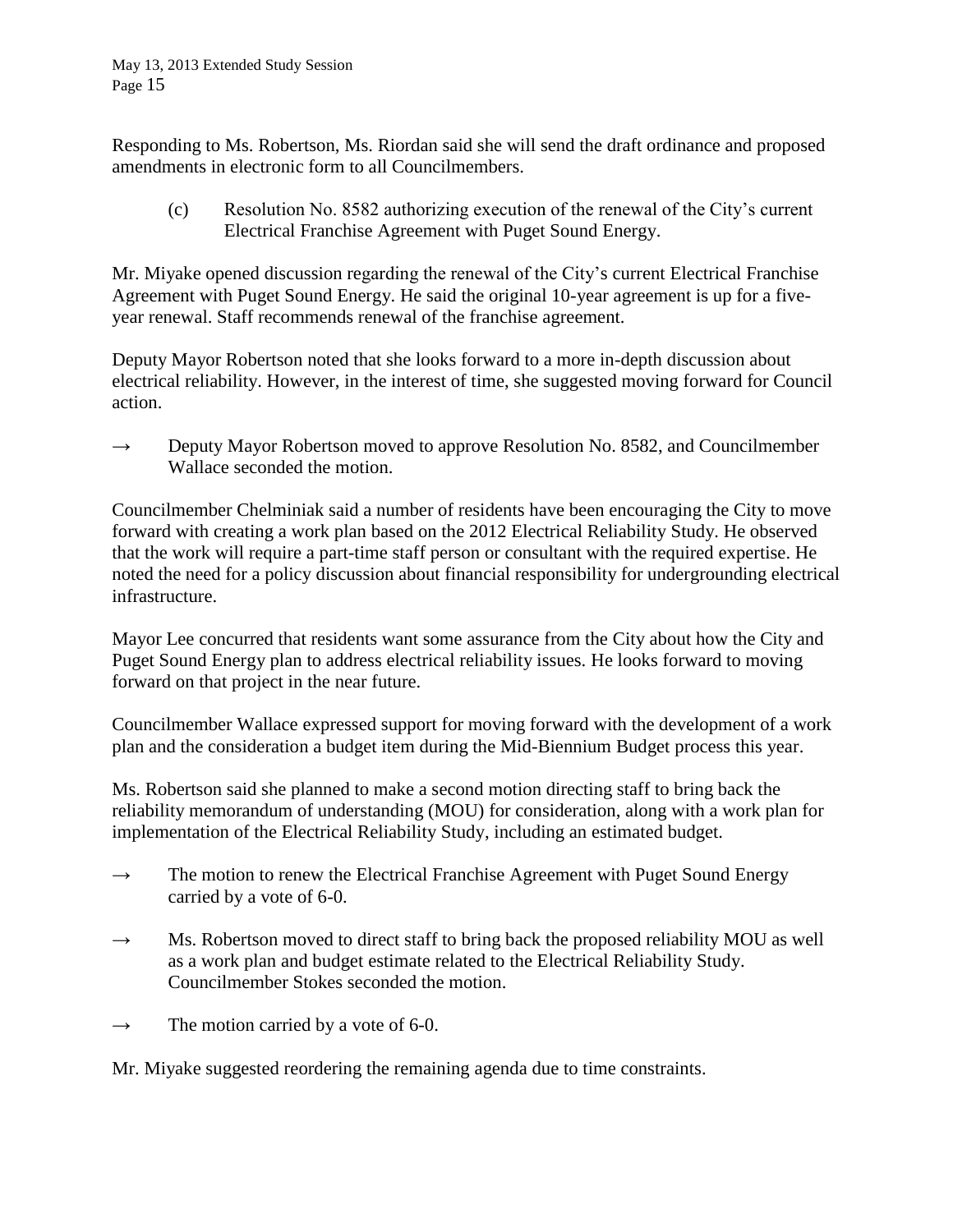Responding to Ms. Robertson, Ms. Riordan said she will send the draft ordinance and proposed amendments in electronic form to all Councilmembers.

(c) Resolution No. 8582 authorizing execution of the renewal of the City's current Electrical Franchise Agreement with Puget Sound Energy.

Mr. Miyake opened discussion regarding the renewal of the City's current Electrical Franchise Agreement with Puget Sound Energy. He said the original 10-year agreement is up for a five-year renewal. Staff recommends renewal of the franchise agreement.

Deputy Mayor Robertson noted that she looks forward to a more in-depth discussion about electrical reliability. However, in the interest of time, she suggested moving forward for Council action.

→ Deputy Mayor Robertson moved to approve Resolution No. 8582, and Councilmember Wallace seconded the motion.

Councilmember Chelminiak said a number of residents have been encouraging the City to move forward with creating a work plan based on the 2012 Electrical Reliability Study. He observed that the work will require a part-time staff person or consultant with the required expertise. He noted the need for a policy discussion about financial responsibility for undergrounding electrical infrastructure.

Mayor Lee concurred that residents want some assurance from the City about how the City and Puget Sound Energy plan to address electrical reliability issues. He looks forward to moving forward on that project in the near future.

Councilmember Wallace expressed support for moving forward with the development of a work plan and the consideration a budget item during the Mid-Biennium Budget process this year.

Ms. Robertson said she planned to make a second motion directing staff to bring back the reliability memorandum of understanding (MOU) for consideration, along with a work plan for implementation of the Electrical Reliability Study, including an estimated budget.

→ The motion to renew the Electrical Franchise Agreement with Puget Sound Energy carried by a vote of 6-0.

→ Ms. Robertson moved to direct staff to bring back the proposed reliability MOU as well as a work plan and budget estimate related to the Electrical Reliability Study. Councilmember Stokes seconded the motion.

→ The motion carried by a vote of 6-0.

Mr. Miyake suggested reordering the remaining agenda due to time constraints.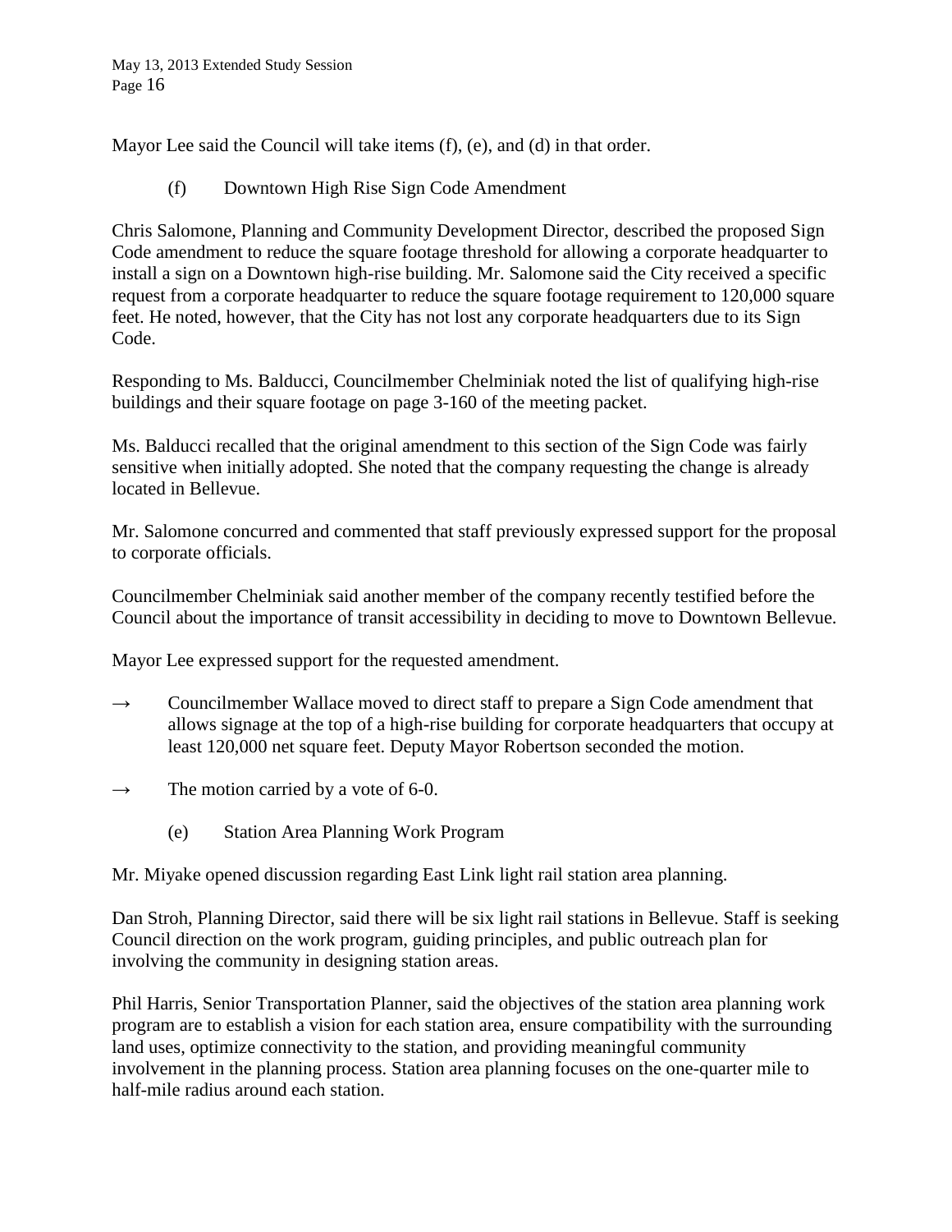Mayor Lee said the Council will take items (f), (e), and (d) in that order.

(f) Downtown High Rise Sign Code Amendment

Chris Salomone, Planning and Community Development Director, described the proposed Sign Code amendment to reduce the square footage threshold for allowing a corporate headquarter to install a sign on a Downtown high-rise building. Mr. Salomone said the City received a specific request from a corporate headquarter to reduce the square footage requirement to 120,000 square feet. He noted, however, that the City has not lost any corporate headquarters due to its Sign Code.

Responding to Ms. Balducci, Councilmember Chelminiak noted the list of qualifying high-rise buildings and their square footage on page 3-160 of the meeting packet.

Ms. Balducci recalled that the original amendment to this section of the Sign Code was fairly sensitive when initially adopted. She noted that the company requesting the change is already located in Bellevue.

Mr. Salomone concurred and commented that staff previously expressed support for the proposal to corporate officials.

Councilmember Chelminiak said another member of the company recently testified before the Council about the importance of transit accessibility in deciding to move to Downtown Bellevue.

Mayor Lee expressed support for the requested amendment.

→ Councilmember Wallace moved to direct staff to prepare a Sign Code amendment that allows signage at the top of a high-rise building for corporate headquarters that occupy at least 120,000 net square feet. Deputy Mayor Robertson seconded the motion.

→ The motion carried by a vote of 6-0.

(e) Station Area Planning Work Program

Mr. Miyake opened discussion regarding East Link light rail station area planning.

Dan Stroh, Planning Director, said there will be six light rail stations in Bellevue. Staff is seeking Council direction on the work program, guiding principles, and public outreach plan for involving the community in designing station areas.

Phil Harris, Senior Transportation Planner, said the objectives of the station area planning work program are to establish a vision for each station area, ensure compatibility with the surrounding land uses, optimize connectivity to the station, and providing meaningful community involvement in the planning process. Station area planning focuses on the one-quarter mile to half-mile radius around each station.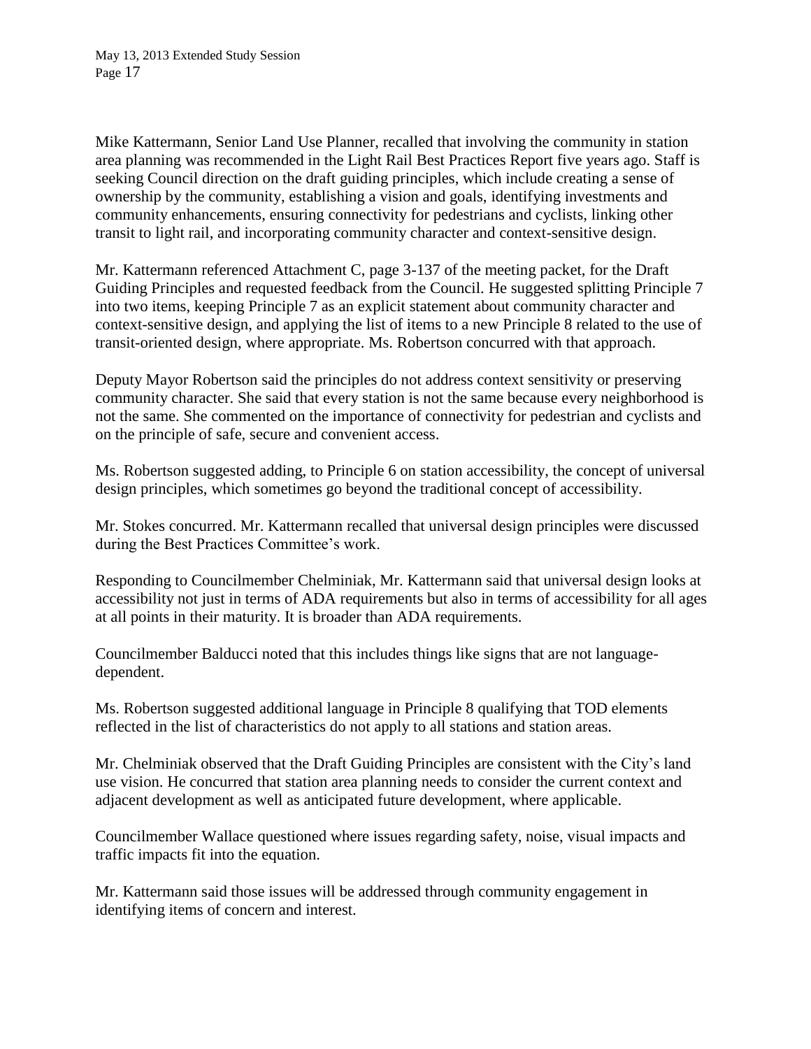Mike Kattermann, Senior Land Use Planner, recalled that involving the community in station area planning was recommended in the Light Rail Best Practices Report five years ago. Staff is seeking Council direction on the draft guiding principles, which include creating a sense of ownership by the community, establishing a vision and goals, identifying investments and community enhancements, ensuring connectivity for pedestrians and cyclists, linking other transit to light rail, and incorporating community character and context-sensitive design.

Mr. Kattermann referenced Attachment C, page 3-137 of the meeting packet, for the Draft Guiding Principles and requested feedback from the Council. He suggested splitting Principle 7 into two items, keeping Principle 7 as an explicit statement about community character and context-sensitive design, and applying the list of items to a new Principle 8 related to the use of transit-oriented design, where appropriate. Ms. Robertson concurred with that approach.

Deputy Mayor Robertson said the principles do not address context sensitivity or preserving community character. She said that every station is not the same because every neighborhood is not the same. She commented on the importance of connectivity for pedestrian and cyclists and on the principle of safe, secure and convenient access.

Ms. Robertson suggested adding, to Principle 6 on station accessibility, the concept of universal design principles, which sometimes go beyond the traditional concept of accessibility.

Mr. Stokes concurred. Mr. Kattermann recalled that universal design principles were discussed during the Best Practices Committee's work.

Responding to Councilmember Chelminiak, Mr. Kattermann said that universal design looks at accessibility not just in terms of ADA requirements but also in terms of accessibility for all ages at all points in their maturity. It is broader than ADA requirements.

Councilmember Balducci noted that this includes things like signs that are not language-dependent.

Ms. Robertson suggested additional language in Principle 8 qualifying that TOD elements reflected in the list of characteristics do not apply to all stations and station areas.

Mr. Chelminiak observed that the Draft Guiding Principles are consistent with the City's land use vision. He concurred that station area planning needs to consider the current context and adjacent development as well as anticipated future development, where applicable.

Councilmember Wallace questioned where issues regarding safety, noise, visual impacts and traffic impacts fit into the equation.

Mr. Kattermann said those issues will be addressed through community engagement in identifying items of concern and interest.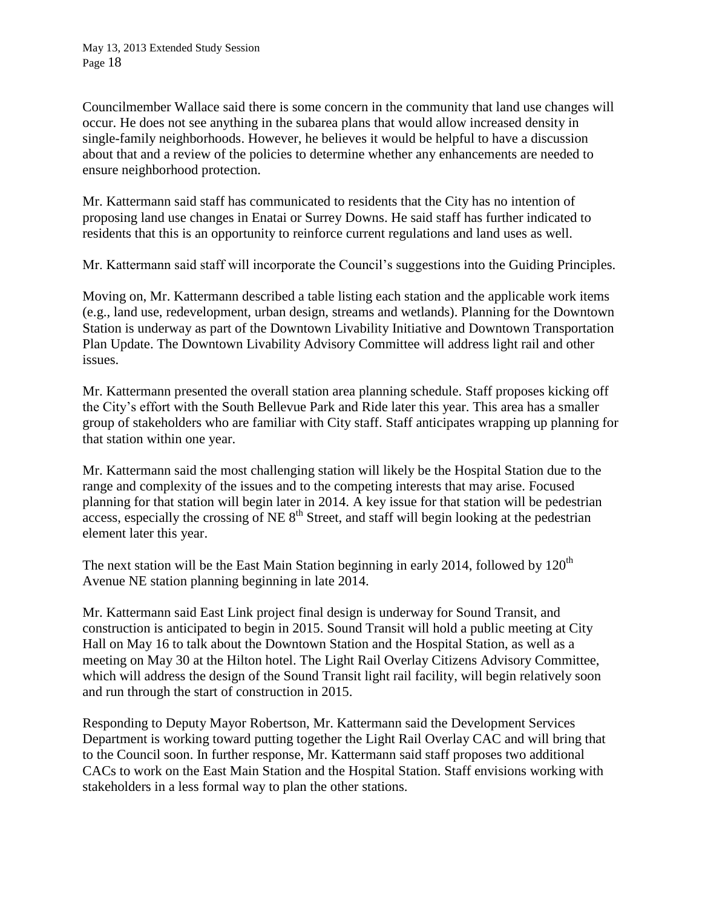Councilmember Wallace said there is some concern in the community that land use changes will occur. He does not see anything in the subarea plans that would allow increased density in single-family neighborhoods. However, he believes it would be helpful to have a discussion about that and a review of the policies to determine whether any enhancements are needed to ensure neighborhood protection.

Mr. Kattermann said staff has communicated to residents that the City has no intention of proposing land use changes in Enatai or Surrey Downs. He said staff has further indicated to residents that this is an opportunity to reinforce current regulations and land uses as well.

Mr. Kattermann said staff will incorporate the Council's suggestions into the Guiding Principles.

Moving on, Mr. Kattermann described a table listing each station and the applicable work items (e.g., land use, redevelopment, urban design, streams and wetlands). Planning for the Downtown Station is underway as part of the Downtown Livability Initiative and Downtown Transportation Plan Update. The Downtown Livability Advisory Committee will address light rail and other issues.

Mr. Kattermann presented the overall station area planning schedule. Staff proposes kicking off the City's effort with the South Bellevue Park and Ride later this year. This area has a smaller group of stakeholders who are familiar with City staff. Staff anticipates wrapping up planning for that station within one year.

Mr. Kattermann said the most challenging station will likely be the Hospital Station due to the range and complexity of the issues and to the competing interests that may arise. Focused planning for that station will begin later in 2014. A key issue for that station will be pedestrian access, especially the crossing of NE 8th Street, and staff will begin looking at the pedestrian element later this year.

The next station will be the East Main Station beginning in early 2014, followed by 120th Avenue NE station planning beginning in late 2014.

Mr. Kattermann said East Link project final design is underway for Sound Transit, and construction is anticipated to begin in 2015. Sound Transit will hold a public meeting at City Hall on May 16 to talk about the Downtown Station and the Hospital Station, as well as a meeting on May 30 at the Hilton hotel. The Light Rail Overlay Citizens Advisory Committee, which will address the design of the Sound Transit light rail facility, will begin relatively soon and run through the start of construction in 2015.

Responding to Deputy Mayor Robertson, Mr. Kattermann said the Development Services Department is working toward putting together the Light Rail Overlay CAC and will bring that to the Council soon. In further response, Mr. Kattermann said staff proposes two additional CACs to work on the East Main Station and the Hospital Station. Staff envisions working with stakeholders in a less formal way to plan the other stations.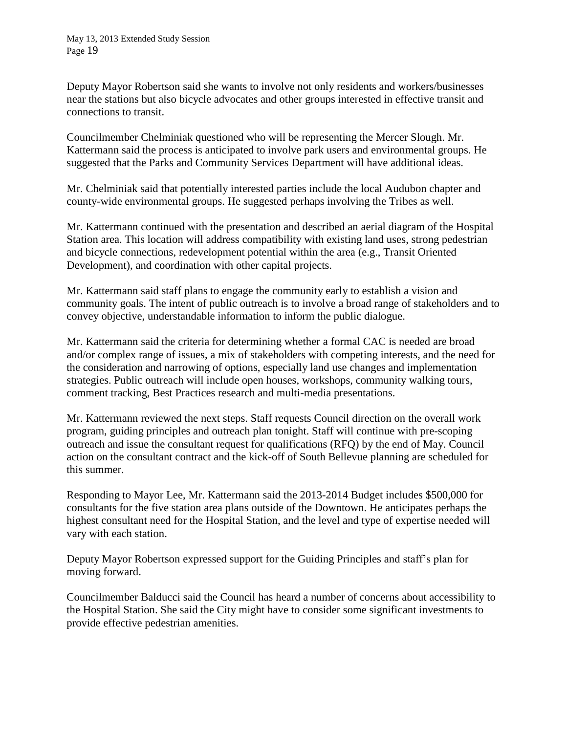Deputy Mayor Robertson said she wants to involve not only residents and workers/businesses near the stations but also bicycle advocates and other groups interested in effective transit and connections to transit.

Councilmember Chelminiak questioned who will be representing the Mercer Slough. Mr. Kattermann said the process is anticipated to involve park users and environmental groups. He suggested that the Parks and Community Services Department will have additional ideas.

Mr. Chelminiak said that potentially interested parties include the local Audubon chapter and county-wide environmental groups. He suggested perhaps involving the Tribes as well.

Mr. Kattermann continued with the presentation and described an aerial diagram of the Hospital Station area. This location will address compatibility with existing land uses, strong pedestrian and bicycle connections, redevelopment potential within the area (e.g., Transit Oriented Development), and coordination with other capital projects.

Mr. Kattermann said staff plans to engage the community early to establish a vision and community goals. The intent of public outreach is to involve a broad range of stakeholders and to convey objective, understandable information to inform the public dialogue.

Mr. Kattermann said the criteria for determining whether a formal CAC is needed are broad and/or complex range of issues, a mix of stakeholders with competing interests, and the need for the consideration and narrowing of options, especially land use changes and implementation strategies. Public outreach will include open houses, workshops, community walking tours, comment tracking, Best Practices research and multi-media presentations.

Mr. Kattermann reviewed the next steps. Staff requests Council direction on the overall work program, guiding principles and outreach plan tonight. Staff will continue with pre-scoping outreach and issue the consultant request for qualifications (RFQ) by the end of May. Council action on the consultant contract and the kick-off of South Bellevue planning are scheduled for this summer.

Responding to Mayor Lee, Mr. Kattermann said the 2013-2014 Budget includes $500,000 for consultants for the five station area plans outside of the Downtown. He anticipates perhaps the highest consultant need for the Hospital Station, and the level and type of expertise needed will vary with each station.

Deputy Mayor Robertson expressed support for the Guiding Principles and staff's plan for moving forward.

Councilmember Balducci said the Council has heard a number of concerns about accessibility to the Hospital Station. She said the City might have to consider some significant investments to provide effective pedestrian amenities.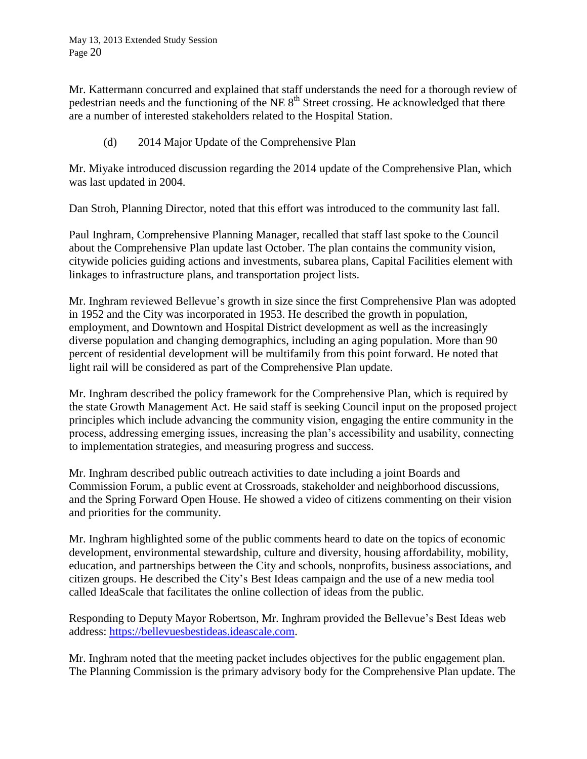Mr. Kattermann concurred and explained that staff understands the need for a thorough review of pedestrian needs and the functioning of the NE 8th Street crossing. He acknowledged that there are a number of interested stakeholders related to the Hospital Station.

(d) 2014 Major Update of the Comprehensive Plan

Mr. Miyake introduced discussion regarding the 2014 update of the Comprehensive Plan, which was last updated in 2004.

Dan Stroh, Planning Director, noted that this effort was introduced to the community last fall.

Paul Inghram, Comprehensive Planning Manager, recalled that staff last spoke to the Council about the Comprehensive Plan update last October. The plan contains the community vision, citywide policies guiding actions and investments, subarea plans, Capital Facilities element with linkages to infrastructure plans, and transportation project lists.

Mr. Inghram reviewed Bellevue's growth in size since the first Comprehensive Plan was adopted in 1952 and the City was incorporated in 1953. He described the growth in population, employment, and Downtown and Hospital District development as well as the increasingly diverse population and changing demographics, including an aging population. More than 90 percent of residential development will be multifamily from this point forward. He noted that light rail will be considered as part of the Comprehensive Plan update.

Mr. Inghram described the policy framework for the Comprehensive Plan, which is required by the state Growth Management Act. He said staff is seeking Council input on the proposed project principles which include advancing the community vision, engaging the entire community in the process, addressing emerging issues, increasing the plan's accessibility and usability, connecting to implementation strategies, and measuring progress and success.

Mr. Inghram described public outreach activities to date including a joint Boards and Commission Forum, a public event at Crossroads, stakeholder and neighborhood discussions, and the Spring Forward Open House. He showed a video of citizens commenting on their vision and priorities for the community.

Mr. Inghram highlighted some of the public comments heard to date on the topics of economic development, environmental stewardship, culture and diversity, housing affordability, mobility, education, and partnerships between the City and schools, nonprofits, business associations, and citizen groups. He described the City's Best Ideas campaign and the use of a new media tool called IdeaScale that facilitates the online collection of ideas from the public.

Responding to Deputy Mayor Robertson, Mr. Inghram provided the Bellevue's Best Ideas web address: https://bellevuesbestideas.ideascale.com.

Mr. Inghram noted that the meeting packet includes objectives for the public engagement plan. The Planning Commission is the primary advisory body for the Comprehensive Plan update. The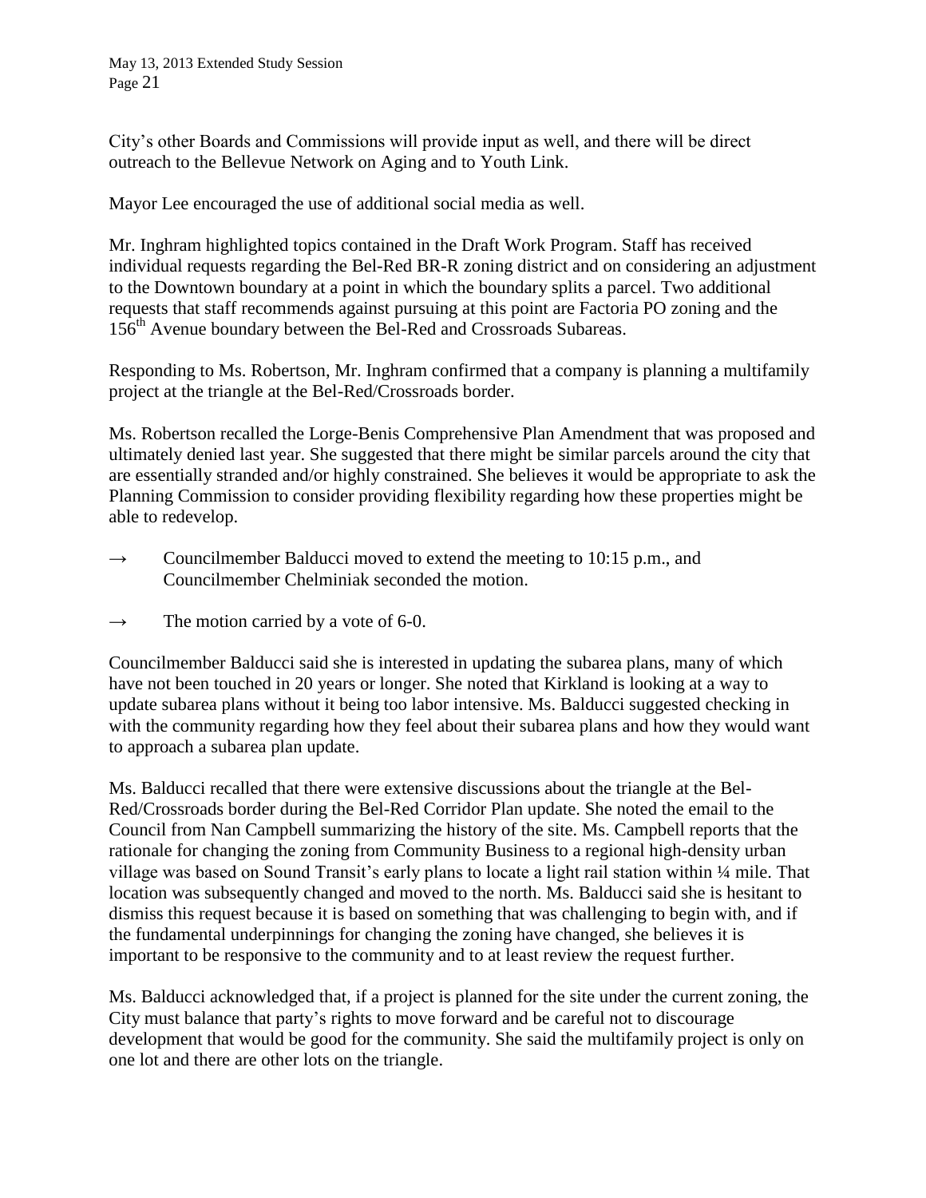City's other Boards and Commissions will provide input as well, and there will be direct outreach to the Bellevue Network on Aging and to Youth Link.

Mayor Lee encouraged the use of additional social media as well.

Mr. Inghram highlighted topics contained in the Draft Work Program. Staff has received individual requests regarding the Bel-Red BR-R zoning district and on considering an adjustment to the Downtown boundary at a point in which the boundary splits a parcel. Two additional requests that staff recommends against pursuing at this point are Factoria PO zoning and the 156th Avenue boundary between the Bel-Red and Crossroads Subareas.

Responding to Ms. Robertson, Mr. Inghram confirmed that a company is planning a multifamily project at the triangle at the Bel-Red/Crossroads border.

Ms. Robertson recalled the Lorge-Benis Comprehensive Plan Amendment that was proposed and ultimately denied last year. She suggested that there might be similar parcels around the city that are essentially stranded and/or highly constrained. She believes it would be appropriate to ask the Planning Commission to consider providing flexibility regarding how these properties might be able to redevelop.

→ Councilmember Balducci moved to extend the meeting to 10:15 p.m., and Councilmember Chelminiak seconded the motion.

→ The motion carried by a vote of 6-0.

Councilmember Balducci said she is interested in updating the subarea plans, many of which have not been touched in 20 years or longer. She noted that Kirkland is looking at a way to update subarea plans without it being too labor intensive. Ms. Balducci suggested checking in with the community regarding how they feel about their subarea plans and how they would want to approach a subarea plan update.

Ms. Balducci recalled that there were extensive discussions about the triangle at the Bel-Red/Crossroads border during the Bel-Red Corridor Plan update. She noted the email to the Council from Nan Campbell summarizing the history of the site. Ms. Campbell reports that the rationale for changing the zoning from Community Business to a regional high-density urban village was based on Sound Transit's early plans to locate a light rail station within ¼ mile. That location was subsequently changed and moved to the north. Ms. Balducci said she is hesitant to dismiss this request because it is based on something that was challenging to begin with, and if the fundamental underpinnings for changing the zoning have changed, she believes it is important to be responsive to the community and to at least review the request further.

Ms. Balducci acknowledged that, if a project is planned for the site under the current zoning, the City must balance that party's rights to move forward and be careful not to discourage development that would be good for the community. She said the multifamily project is only on one lot and there are other lots on the triangle.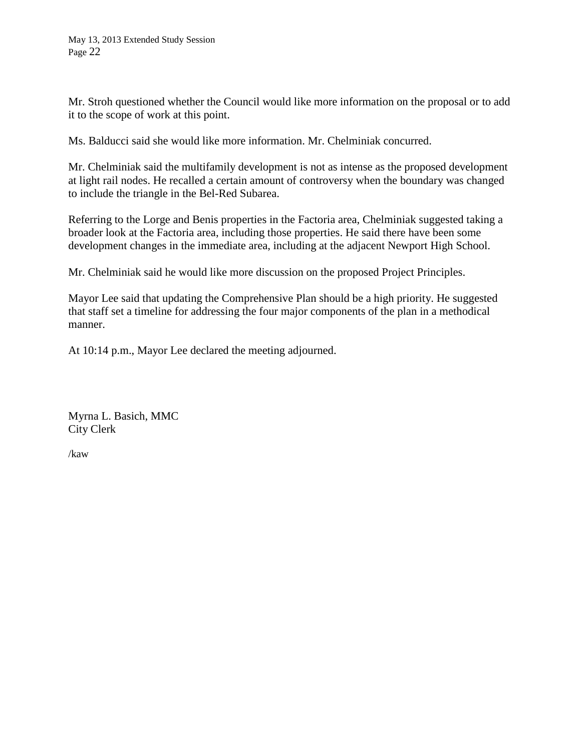Mr. Stroh questioned whether the Council would like more information on the proposal or to add it to the scope of work at this point.

Ms. Balducci said she would like more information. Mr. Chelminiak concurred.

Mr. Chelminiak said the multifamily development is not as intense as the proposed development at light rail nodes. He recalled a certain amount of controversy when the boundary was changed to include the triangle in the Bel-Red Subarea.

Referring to the Lorge and Benis properties in the Factoria area, Chelminiak suggested taking a broader look at the Factoria area, including those properties. He said there have been some development changes in the immediate area, including at the adjacent Newport High School.

Mr. Chelminiak said he would like more discussion on the proposed Project Principles.

Mayor Lee said that updating the Comprehensive Plan should be a high priority. He suggested that staff set a timeline for addressing the four major components of the plan in a methodical manner.

At 10:14 p.m., Mayor Lee declared the meeting adjourned.

Myrna L. Basich, MMC
City Clerk

/kaw